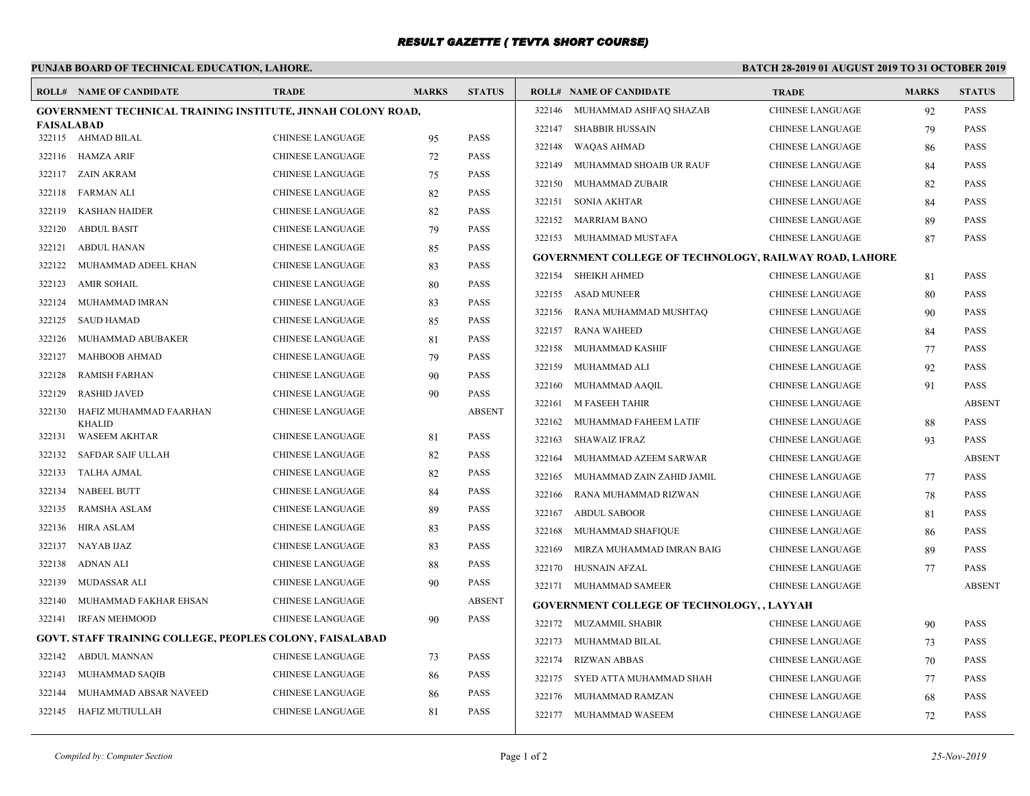# RESULT GAZETTE ( TEVTA SHORT COURSE)

**PUNJAB BOARD OF TECHNICAL EDUCATION, LAHORE.**

**BATCH 28-2019 01 AUGUST 2019 TO 31 OCTOBER 2019**

| ROLL# | NAME OF CANDIDATE | TRADE | MARKS | STATUS |
|---|---|---|---|---|
| **GOVERNMENT TECHNICAL TRAINING INSTITUTE, JINNAH COLONY ROAD, FAISALABAD** | | | | |
| 322115 | AHMAD BILAL | CHINESE LANGUAGE | 95 | PASS |
| 322116 | HAMZA ARIF | CHINESE LANGUAGE | 72 | PASS |
| 322117 | ZAIN AKRAM | CHINESE LANGUAGE | 75 | PASS |
| 322118 | FARMAN ALI | CHINESE LANGUAGE | 82 | PASS |
| 322119 | KASHAN HAIDER | CHINESE LANGUAGE | 82 | PASS |
| 322120 | ABDUL BASIT | CHINESE LANGUAGE | 79 | PASS |
| 322121 | ABDUL HANAN | CHINESE LANGUAGE | 85 | PASS |
| 322122 | MUHAMMAD ADEEL KHAN | CHINESE LANGUAGE | 83 | PASS |
| 322123 | AMIR SOHAIL | CHINESE LANGUAGE | 80 | PASS |
| 322124 | MUHAMMAD IMRAN | CHINESE LANGUAGE | 83 | PASS |
| 322125 | SAUD HAMAD | CHINESE LANGUAGE | 85 | PASS |
| 322126 | MUHAMMAD ABUBAKER | CHINESE LANGUAGE | 81 | PASS |
| 322127 | MAHBOOB AHMAD | CHINESE LANGUAGE | 79 | PASS |
| 322128 | RAMISH FARHAN | CHINESE LANGUAGE | 90 | PASS |
| 322129 | RASHID JAVED | CHINESE LANGUAGE | 90 | PASS |
| 322130 | HAFIZ MUHAMMAD FAARHAN KHALID | CHINESE LANGUAGE | | ABSENT |
| 322131 | WASEEM AKHTAR | CHINESE LANGUAGE | 81 | PASS |
| 322132 | SAFDAR SAIF ULLAH | CHINESE LANGUAGE | 82 | PASS |
| 322133 | TALHA AJMAL | CHINESE LANGUAGE | 82 | PASS |
| 322134 | NABEEL BUTT | CHINESE LANGUAGE | 84 | PASS |
| 322135 | RAMSHA ASLAM | CHINESE LANGUAGE | 89 | PASS |
| 322136 | HIRA ASLAM | CHINESE LANGUAGE | 83 | PASS |
| 322137 | NAYAB IJAZ | CHINESE LANGUAGE | 83 | PASS |
| 322138 | ADNAN ALI | CHINESE LANGUAGE | 88 | PASS |
| 322139 | MUDASSAR ALI | CHINESE LANGUAGE | 90 | PASS |
| 322140 | MUHAMMAD FAKHAR EHSAN | CHINESE LANGUAGE | | ABSENT |
| 322141 | IRFAN MEHMOOD | CHINESE LANGUAGE | 90 | PASS |
| **GOVT. STAFF TRAINING COLLEGE, PEOPLES COLONY, FAISALABAD** | | | | |
| 322142 | ABDUL MANNAN | CHINESE LANGUAGE | 73 | PASS |
| 322143 | MUHAMMAD SAQIB | CHINESE LANGUAGE | 86 | PASS |
| 322144 | MUHAMMAD ABSAR NAVEED | CHINESE LANGUAGE | 86 | PASS |
| 322145 | HAFIZ MUTIULLAH | CHINESE LANGUAGE | 81 | PASS |
| 322146 | MUHAMMAD ASHFAQ SHAZAB | CHINESE LANGUAGE | 92 | PASS |
| 322147 | SHABBIR HUSSAIN | CHINESE LANGUAGE | 79 | PASS |
| 322148 | WAQAS AHMAD | CHINESE LANGUAGE | 86 | PASS |
| 322149 | MUHAMMAD SHOAIB UR RAUF | CHINESE LANGUAGE | 84 | PASS |
| 322150 | MUHAMMAD ZUBAIR | CHINESE LANGUAGE | 82 | PASS |
| 322151 | SONIA AKHTAR | CHINESE LANGUAGE | 84 | PASS |
| 322152 | MARRIAM BANO | CHINESE LANGUAGE | 89 | PASS |
| 322153 | MUHAMMAD MUSTAFA | CHINESE LANGUAGE | 87 | PASS |
| **GOVERNMENT COLLEGE OF TECHNOLOGY, RAILWAY ROAD, LAHORE** | | | | |
| 322154 | SHEIKH AHMED | CHINESE LANGUAGE | 81 | PASS |
| 322155 | ASAD MUNEER | CHINESE LANGUAGE | 80 | PASS |
| 322156 | RANA MUHAMMAD MUSHTAQ | CHINESE LANGUAGE | 90 | PASS |
| 322157 | RANA WAHEED | CHINESE LANGUAGE | 84 | PASS |
| 322158 | MUHAMMAD KASHIF | CHINESE LANGUAGE | 77 | PASS |
| 322159 | MUHAMMAD ALI | CHINESE LANGUAGE | 92 | PASS |
| 322160 | MUHAMMAD AAQIL | CHINESE LANGUAGE | 91 | PASS |
| 322161 | M FASEEH TAHIR | CHINESE LANGUAGE | | ABSENT |
| 322162 | MUHAMMAD FAHEEM LATIF | CHINESE LANGUAGE | 88 | PASS |
| 322163 | SHAWAIZ IFRAZ | CHINESE LANGUAGE | 93 | PASS |
| 322164 | MUHAMMAD AZEEM SARWAR | CHINESE LANGUAGE | | ABSENT |
| 322165 | MUHAMMAD ZAIN ZAHID JAMIL | CHINESE LANGUAGE | 77 | PASS |
| 322166 | RANA MUHAMMAD RIZWAN | CHINESE LANGUAGE | 78 | PASS |
| 322167 | ABDUL SABOOR | CHINESE LANGUAGE | 81 | PASS |
| 322168 | MUHAMMAD SHAFIQUE | CHINESE LANGUAGE | 86 | PASS |
| 322169 | MIRZA MUHAMMAD IMRAN BAIG | CHINESE LANGUAGE | 89 | PASS |
| 322170 | HUSNAIN AFZAL | CHINESE LANGUAGE | 77 | PASS |
| 322171 | MUHAMMAD SAMEER | CHINESE LANGUAGE | | ABSENT |
| **GOVERNMENT COLLEGE OF TECHNOLOGY, , LAYYAH** | | | | |
| 322172 | MUZAMMIL SHABIR | CHINESE LANGUAGE | 90 | PASS |
| 322173 | MUHAMMAD BILAL | CHINESE LANGUAGE | 73 | PASS |
| 322174 | RIZWAN ABBAS | CHINESE LANGUAGE | 70 | PASS |
| 322175 | SYED ATTA MUHAMMAD SHAH | CHINESE LANGUAGE | 77 | PASS |
| 322176 | MUHAMMAD RAMZAN | CHINESE LANGUAGE | 68 | PASS |
| 322177 | MUHAMMAD WASEEM | CHINESE LANGUAGE | 72 | PASS |

*Compiled by: Computer Section*

*25-Nov-2019*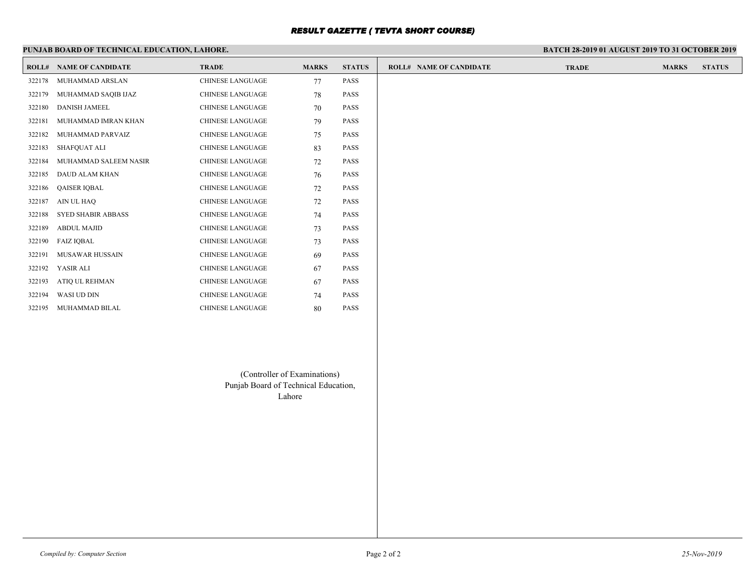### RESULT GAZETTE ( TEVTA SHORT COURSE)

**PUNJAB BOARD OF TECHNICAL EDUCATION, LAHORE.**

**BATCH 28-2019 01 AUGUST 2019 TO 31 OCTOBER 2019**

| ROLL# | NAME OF CANDIDATE | TRADE | MARKS | STATUS |
|---|---|---|---|---|
| 322178 | MUHAMMAD ARSLAN | CHINESE LANGUAGE | 77 | PASS |
| 322179 | MUHAMMAD SAQIB IJAZ | CHINESE LANGUAGE | 78 | PASS |
| 322180 | DANISH JAMEEL | CHINESE LANGUAGE | 70 | PASS |
| 322181 | MUHAMMAD IMRAN KHAN | CHINESE LANGUAGE | 79 | PASS |
| 322182 | MUHAMMAD PARVAIZ | CHINESE LANGUAGE | 75 | PASS |
| 322183 | SHAFQUAT ALI | CHINESE LANGUAGE | 83 | PASS |
| 322184 | MUHAMMAD SALEEM NASIR | CHINESE LANGUAGE | 72 | PASS |
| 322185 | DAUD ALAM KHAN | CHINESE LANGUAGE | 76 | PASS |
| 322186 | QAISER IQBAL | CHINESE LANGUAGE | 72 | PASS |
| 322187 | AIN UL HAQ | CHINESE LANGUAGE | 72 | PASS |
| 322188 | SYED SHABIR ABBASS | CHINESE LANGUAGE | 74 | PASS |
| 322189 | ABDUL MAJID | CHINESE LANGUAGE | 73 | PASS |
| 322190 | FAIZ IQBAL | CHINESE LANGUAGE | 73 | PASS |
| 322191 | MUSAWAR HUSSAIN | CHINESE LANGUAGE | 69 | PASS |
| 322192 | YASIR ALI | CHINESE LANGUAGE | 67 | PASS |
| 322193 | ATIQ UL REHMAN | CHINESE LANGUAGE | 67 | PASS |
| 322194 | WASI UD DIN | CHINESE LANGUAGE | 74 | PASS |
| 322195 | MUHAMMAD BILAL | CHINESE LANGUAGE | 80 | PASS |

(Controller of Examinations)
Punjab Board of Technical Education,
Lahore

*Compiled by: Computer Section*

*25-Nov-2019*